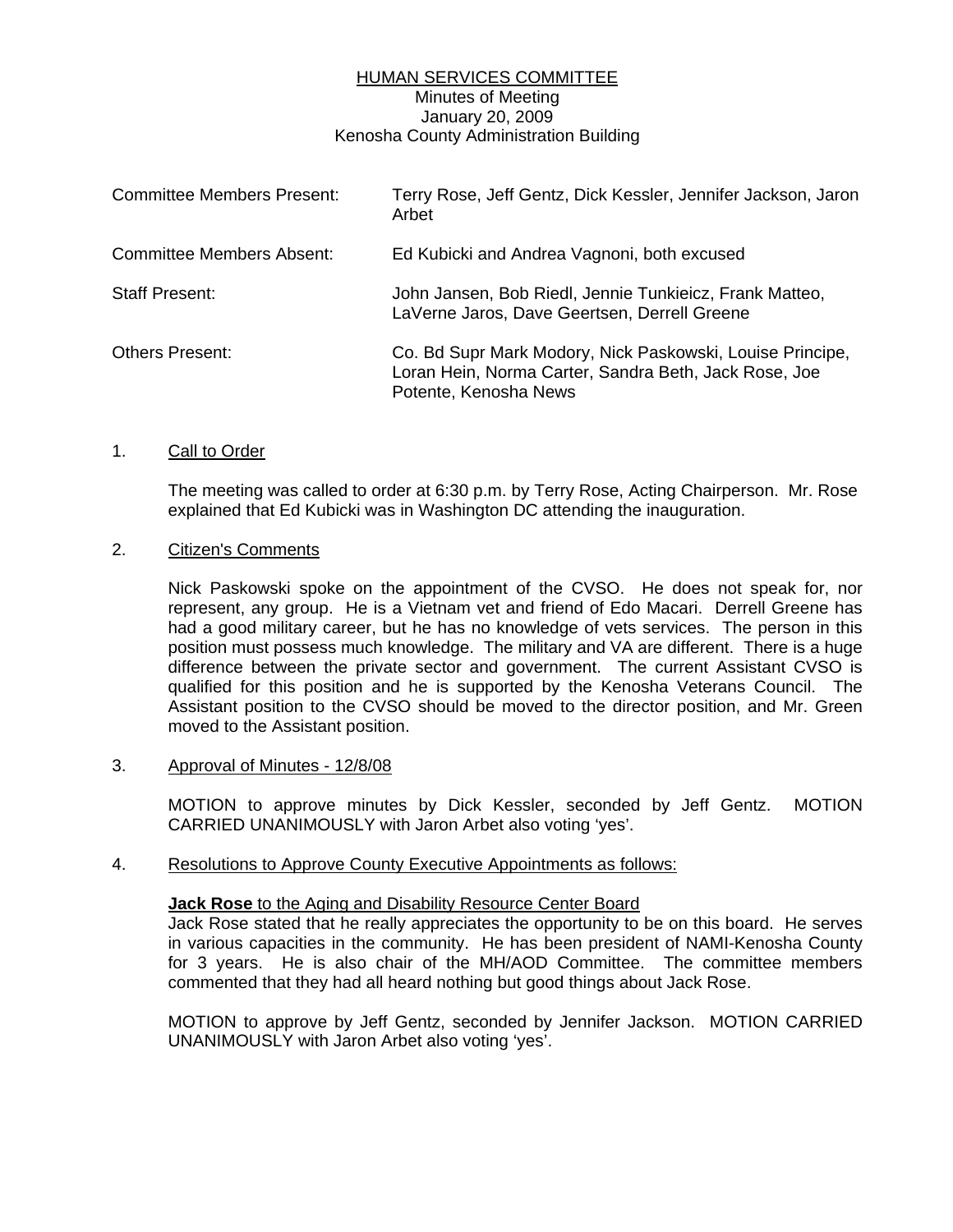# HUMAN SERVICES COMMITTEE

Minutes of Meeting
January 20, 2009
Kenosha County Administration Building

| | |
|---|---|
| Committee Members Present: | Terry Rose, Jeff Gentz, Dick Kessler, Jennifer Jackson, Jaron Arbet |
| Committee Members Absent: | Ed Kubicki and Andrea Vagnoni, both excused |
| Staff Present: | John Jansen, Bob Riedl, Jennie Tunkieicz, Frank Matteo, LaVerne Jaros, Dave Geertsen, Derrell Greene |
| Others Present: | Co. Bd Supr Mark Modory, Nick Paskowski, Louise Principe, Loran Hein, Norma Carter, Sandra Beth, Jack Rose, Joe Potente, Kenosha News |

1. Call to Order

   The meeting was called to order at 6:30 p.m. by Terry Rose, Acting Chairperson. Mr. Rose explained that Ed Kubicki was in Washington DC attending the inauguration.

2. Citizen's Comments

   Nick Paskowski spoke on the appointment of the CVSO. He does not speak for, nor represent, any group. He is a Vietnam vet and friend of Edo Macari. Derrell Greene has had a good military career, but he has no knowledge of vets services. The person in this position must possess much knowledge. The military and VA are different. There is a huge difference between the private sector and government. The current Assistant CVSO is qualified for this position and he is supported by the Kenosha Veterans Council. The Assistant position to the CVSO should be moved to the director position, and Mr. Green moved to the Assistant position.

3. Approval of Minutes - 12/8/08

   MOTION to approve minutes by Dick Kessler, seconded by Jeff Gentz. MOTION CARRIED UNANIMOUSLY with Jaron Arbet also voting 'yes'.

4. Resolutions to Approve County Executive Appointments as follows:

   **Jack Rose** to the Aging and Disability Resource Center Board

   Jack Rose stated that he really appreciates the opportunity to be on this board. He serves in various capacities in the community. He has been president of NAMI-Kenosha County for 3 years. He is also chair of the MH/AOD Committee. The committee members commented that they had all heard nothing but good things about Jack Rose.

   MOTION to approve by Jeff Gentz, seconded by Jennifer Jackson. MOTION CARRIED UNANIMOUSLY with Jaron Arbet also voting 'yes'.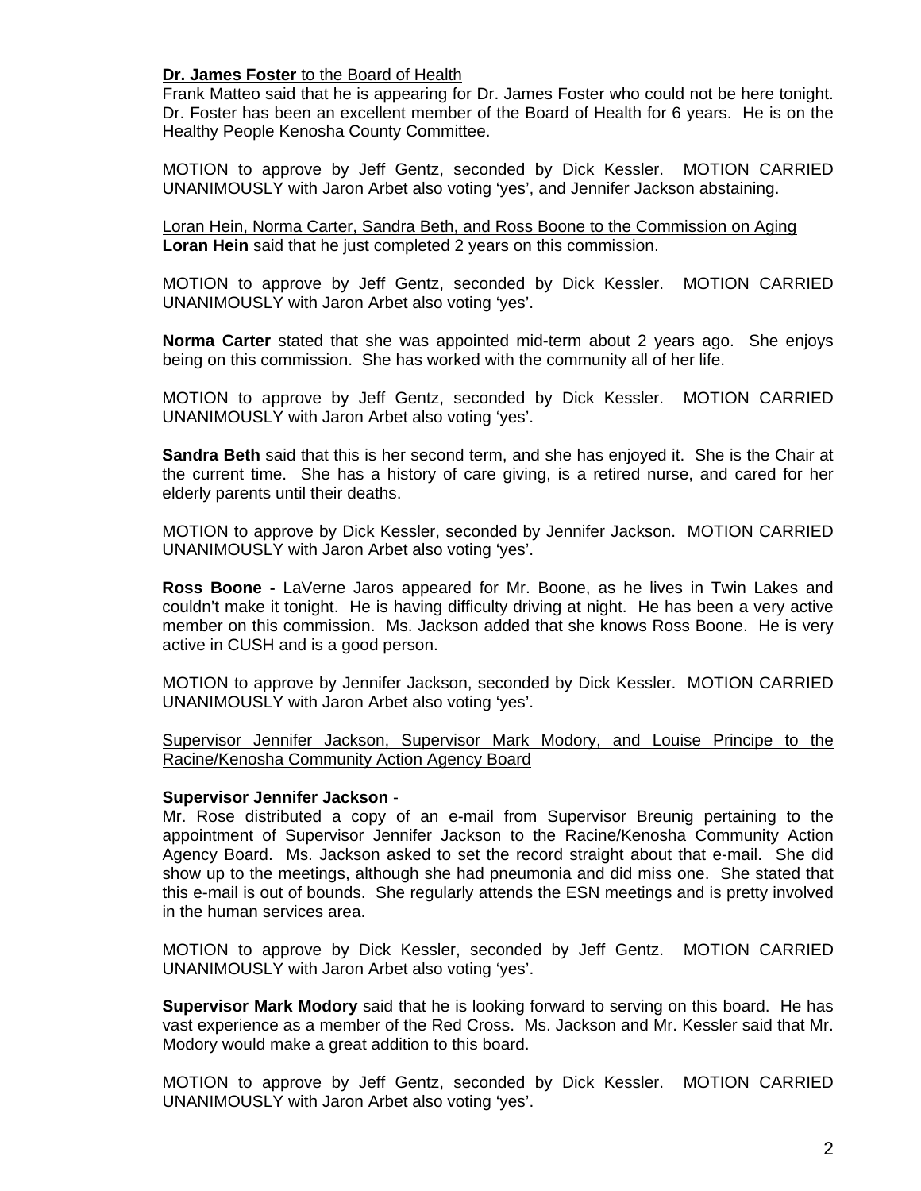**Dr. James Foster** <u>to the Board of Health</u>

Frank Matteo said that he is appearing for Dr. James Foster who could not be here tonight. Dr. Foster has been an excellent member of the Board of Health for 6 years. He is on the Healthy People Kenosha County Committee.

MOTION to approve by Jeff Gentz, seconded by Dick Kessler. MOTION CARRIED UNANIMOUSLY with Jaron Arbet also voting 'yes', and Jennifer Jackson abstaining.

<u>Loran Hein, Norma Carter, Sandra Beth, and Ross Boone to the Commission on Aging</u>

**Loran Hein** said that he just completed 2 years on this commission.

MOTION to approve by Jeff Gentz, seconded by Dick Kessler. MOTION CARRIED UNANIMOUSLY with Jaron Arbet also voting 'yes'.

**Norma Carter** stated that she was appointed mid-term about 2 years ago. She enjoys being on this commission. She has worked with the community all of her life.

MOTION to approve by Jeff Gentz, seconded by Dick Kessler. MOTION CARRIED UNANIMOUSLY with Jaron Arbet also voting 'yes'.

**Sandra Beth** said that this is her second term, and she has enjoyed it. She is the Chair at the current time. She has a history of care giving, is a retired nurse, and cared for her elderly parents until their deaths.

MOTION to approve by Dick Kessler, seconded by Jennifer Jackson. MOTION CARRIED UNANIMOUSLY with Jaron Arbet also voting 'yes'.

**Ross Boone -** LaVerne Jaros appeared for Mr. Boone, as he lives in Twin Lakes and couldn't make it tonight. He is having difficulty driving at night. He has been a very active member on this commission. Ms. Jackson added that she knows Ross Boone. He is very active in CUSH and is a good person.

MOTION to approve by Jennifer Jackson, seconded by Dick Kessler. MOTION CARRIED UNANIMOUSLY with Jaron Arbet also voting 'yes'.

<u>Supervisor Jennifer Jackson, Supervisor Mark Modory, and Louise Principe to the Racine/Kenosha Community Action Agency Board</u>

**Supervisor Jennifer Jackson** -

Mr. Rose distributed a copy of an e-mail from Supervisor Breunig pertaining to the appointment of Supervisor Jennifer Jackson to the Racine/Kenosha Community Action Agency Board. Ms. Jackson asked to set the record straight about that e-mail. She did show up to the meetings, although she had pneumonia and did miss one. She stated that this e-mail is out of bounds. She regularly attends the ESN meetings and is pretty involved in the human services area.

MOTION to approve by Dick Kessler, seconded by Jeff Gentz. MOTION CARRIED UNANIMOUSLY with Jaron Arbet also voting 'yes'.

**Supervisor Mark Modory** said that he is looking forward to serving on this board. He has vast experience as a member of the Red Cross. Ms. Jackson and Mr. Kessler said that Mr. Modory would make a great addition to this board.

MOTION to approve by Jeff Gentz, seconded by Dick Kessler. MOTION CARRIED UNANIMOUSLY with Jaron Arbet also voting 'yes'.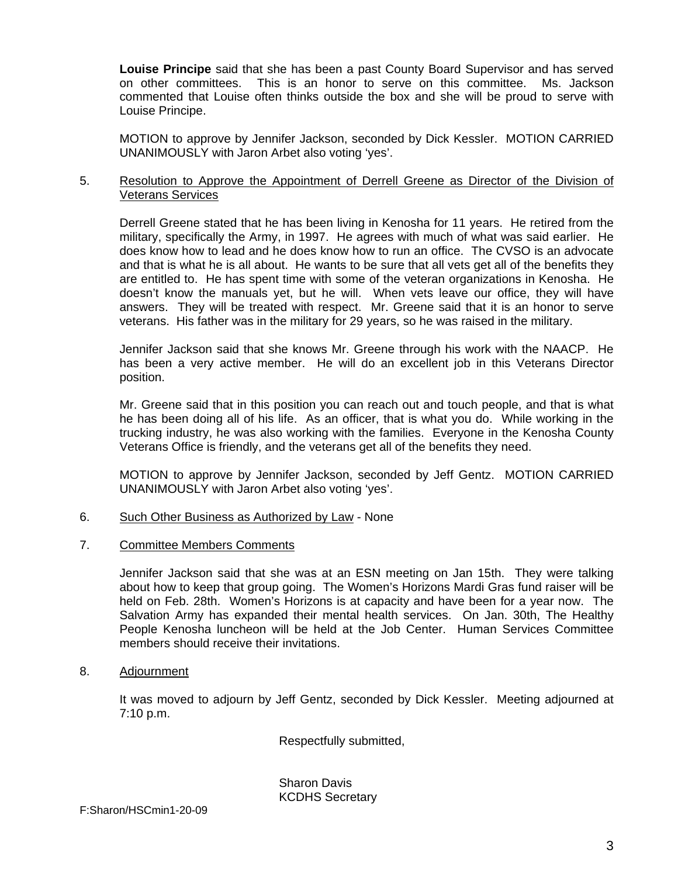**Louise Principe** said that she has been a past County Board Supervisor and has served on other committees. This is an honor to serve on this committee. Ms. Jackson commented that Louise often thinks outside the box and she will be proud to serve with Louise Principe.

MOTION to approve by Jennifer Jackson, seconded by Dick Kessler. MOTION CARRIED UNANIMOUSLY with Jaron Arbet also voting 'yes'.

5. Resolution to Approve the Appointment of Derrell Greene as Director of the Division of Veterans Services

Derrell Greene stated that he has been living in Kenosha for 11 years. He retired from the military, specifically the Army, in 1997. He agrees with much of what was said earlier. He does know how to lead and he does know how to run an office. The CVSO is an advocate and that is what he is all about. He wants to be sure that all vets get all of the benefits they are entitled to. He has spent time with some of the veteran organizations in Kenosha. He doesn't know the manuals yet, but he will. When vets leave our office, they will have answers. They will be treated with respect. Mr. Greene said that it is an honor to serve veterans. His father was in the military for 29 years, so he was raised in the military.

Jennifer Jackson said that she knows Mr. Greene through his work with the NAACP. He has been a very active member. He will do an excellent job in this Veterans Director position.

Mr. Greene said that in this position you can reach out and touch people, and that is what he has been doing all of his life. As an officer, that is what you do. While working in the trucking industry, he was also working with the families. Everyone in the Kenosha County Veterans Office is friendly, and the veterans get all of the benefits they need.

MOTION to approve by Jennifer Jackson, seconded by Jeff Gentz. MOTION CARRIED UNANIMOUSLY with Jaron Arbet also voting 'yes'.

6. Such Other Business as Authorized by Law - None

7. Committee Members Comments

Jennifer Jackson said that she was at an ESN meeting on Jan 15th. They were talking about how to keep that group going. The Women's Horizons Mardi Gras fund raiser will be held on Feb. 28th. Women's Horizons is at capacity and have been for a year now. The Salvation Army has expanded their mental health services. On Jan. 30th, The Healthy People Kenosha luncheon will be held at the Job Center. Human Services Committee members should receive their invitations.

8. Adjournment

It was moved to adjourn by Jeff Gentz, seconded by Dick Kessler. Meeting adjourned at 7:10 p.m.

Respectfully submitted,

Sharon Davis
KCDHS Secretary

F:Sharon/HSCmin1-20-09